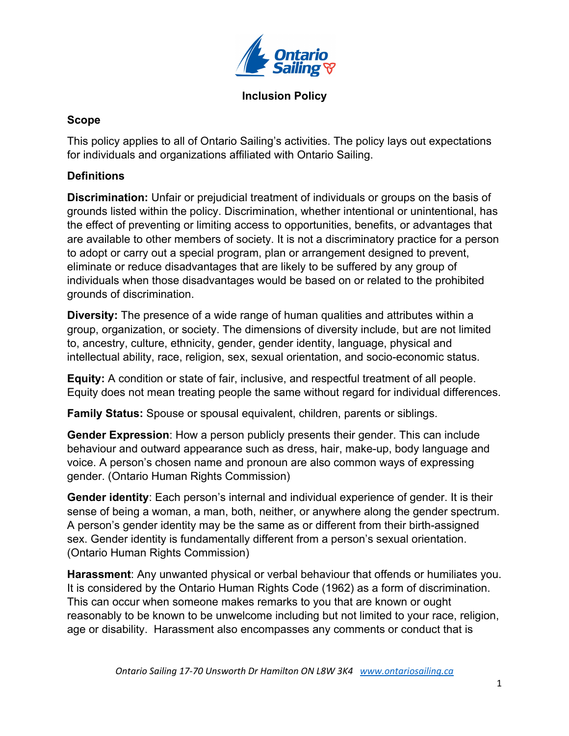# Inclusion Policy

## Scope

This policy applies to all of Ontario Sailing's activities. The policy lays out expectations for individuals and organizations affiliated with Ontario Sailing.

## Definitions

**Discrimination:** Unfair or prejudicial treatment of individuals or groups on the basis of grounds listed within the policy. Discrimination, whether intentional or unintentional, has the effect of preventing or limiting access to opportunities, benefits, or advantages that are available to other members of society. It is not a discriminatory practice for a person to adopt or carry out a special program, plan or arrangement designed to prevent, eliminate or reduce disadvantages that are likely to be suffered by any group of individuals when those disadvantages would be based on or related to the prohibited grounds of discrimination.

**Diversity:** The presence of a wide range of human qualities and attributes within a group, organization, or society. The dimensions of diversity include, but are not limited to, ancestry, culture, ethnicity, gender, gender identity, language, physical and intellectual ability, race, religion, sex, sexual orientation, and socio-economic status.

**Equity:** A condition or state of fair, inclusive, and respectful treatment of all people. Equity does not mean treating people the same without regard for individual differences.

**Family Status:** Spouse or spousal equivalent, children, parents or siblings.

**Gender Expression**: How a person publicly presents their gender. This can include behaviour and outward appearance such as dress, hair, make-up, body language and voice. A person's chosen name and pronoun are also common ways of expressing gender. (Ontario Human Rights Commission)

**Gender identity**: Each person's internal and individual experience of gender. It is their sense of being a woman, a man, both, neither, or anywhere along the gender spectrum. A person's gender identity may be the same as or different from their birth-assigned sex. Gender identity is fundamentally different from a person's sexual orientation. (Ontario Human Rights Commission)

**Harassment**: Any unwanted physical or verbal behaviour that offends or humiliates you. It is considered by the Ontario Human Rights Code (1962) as a form of discrimination. This can occur when someone makes remarks to you that are known or ought reasonably to be known to be unwelcome including but not limited to your race, religion, age or disability. Harassment also encompasses any comments or conduct that is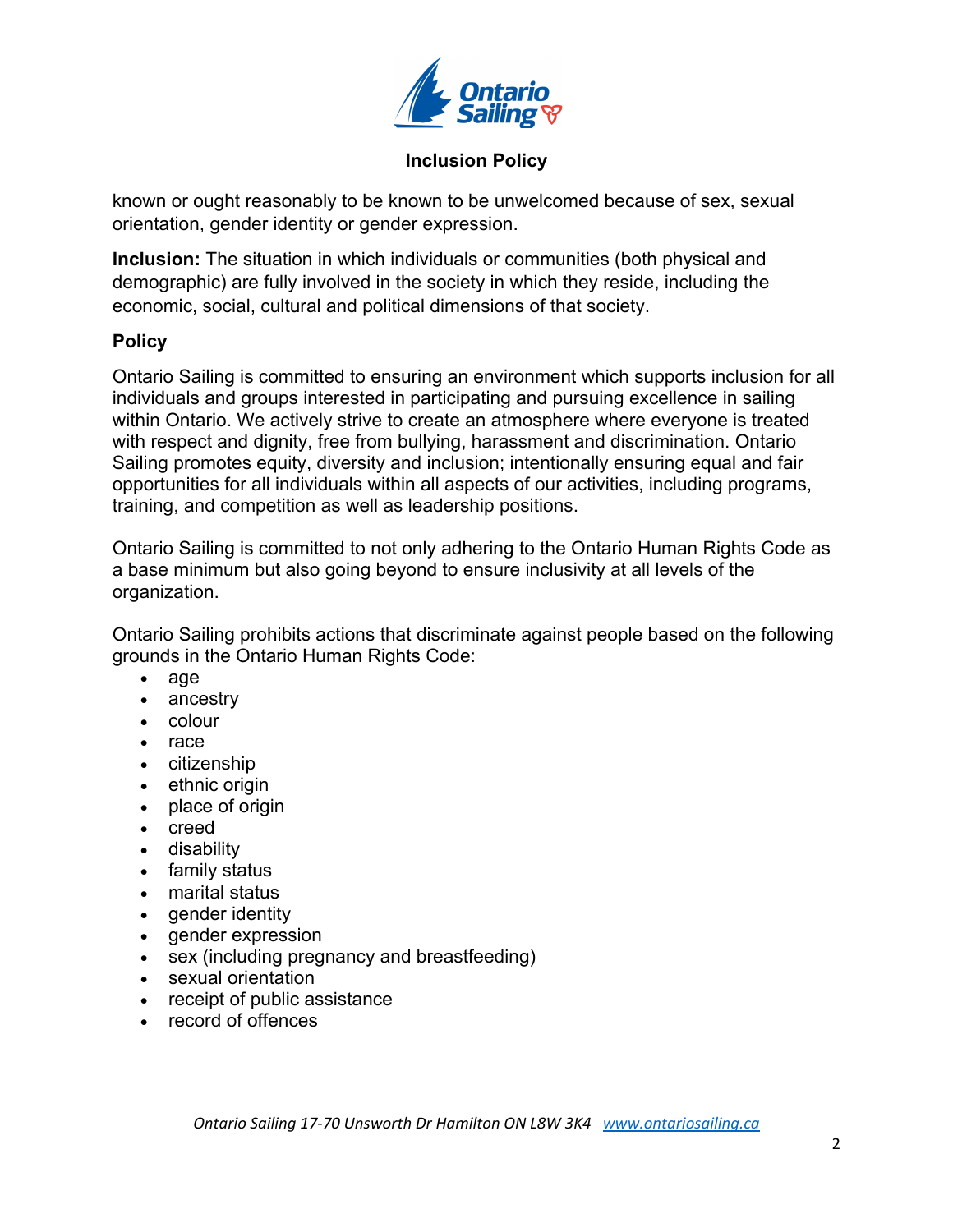known or ought reasonably to be known to be unwelcomed because of sex, sexual orientation, gender identity or gender expression.

**Inclusion:** The situation in which individuals or communities (both physical and demographic) are fully involved in the society in which they reside, including the economic, social, cultural and political dimensions of that society.

## Policy

Ontario Sailing is committed to ensuring an environment which supports inclusion for all individuals and groups interested in participating and pursuing excellence in sailing within Ontario. We actively strive to create an atmosphere where everyone is treated with respect and dignity, free from bullying, harassment and discrimination. Ontario Sailing promotes equity, diversity and inclusion; intentionally ensuring equal and fair opportunities for all individuals within all aspects of our activities, including programs, training, and competition as well as leadership positions.

Ontario Sailing is committed to not only adhering to the Ontario Human Rights Code as a base minimum but also going beyond to ensure inclusivity at all levels of the organization.

Ontario Sailing prohibits actions that discriminate against people based on the following grounds in the Ontario Human Rights Code:

- age
- ancestry
- colour
- race
- citizenship
- ethnic origin
- place of origin
- creed
- disability
- family status
- marital status
- gender identity
- gender expression
- sex (including pregnancy and breastfeeding)
- sexual orientation
- receipt of public assistance
- record of offences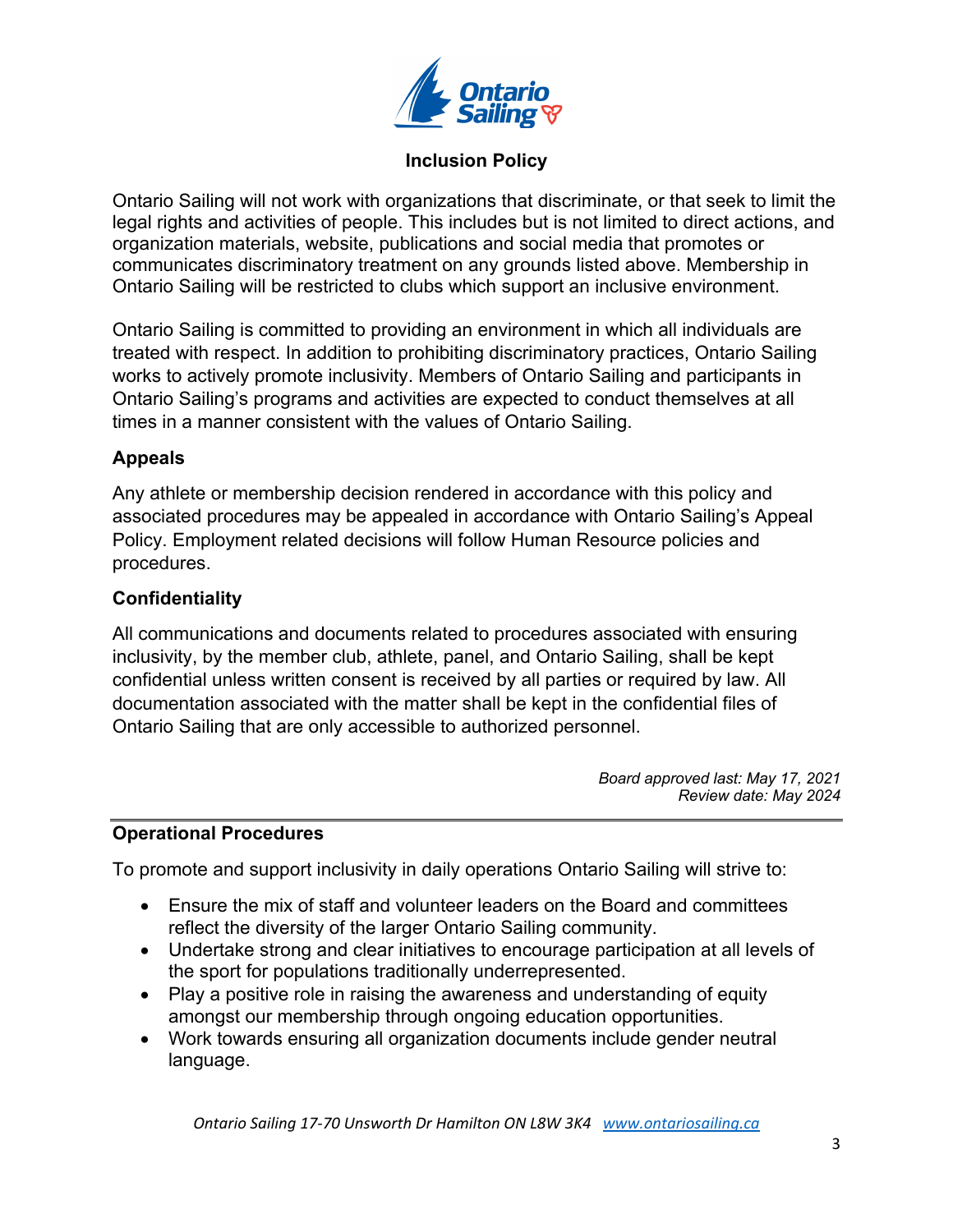## Inclusion Policy

Ontario Sailing will not work with organizations that discriminate, or that seek to limit the legal rights and activities of people. This includes but is not limited to direct actions, and organization materials, website, publications and social media that promotes or communicates discriminatory treatment on any grounds listed above. Membership in Ontario Sailing will be restricted to clubs which support an inclusive environment.

Ontario Sailing is committed to providing an environment in which all individuals are treated with respect. In addition to prohibiting discriminatory practices, Ontario Sailing works to actively promote inclusivity. Members of Ontario Sailing and participants in Ontario Sailing's programs and activities are expected to conduct themselves at all times in a manner consistent with the values of Ontario Sailing.

### Appeals

Any athlete or membership decision rendered in accordance with this policy and associated procedures may be appealed in accordance with Ontario Sailing's Appeal Policy. Employment related decisions will follow Human Resource policies and procedures.

### Confidentiality

All communications and documents related to procedures associated with ensuring inclusivity, by the member club, athlete, panel, and Ontario Sailing, shall be kept confidential unless written consent is received by all parties or required by law. All documentation associated with the matter shall be kept in the confidential files of Ontario Sailing that are only accessible to authorized personnel.

*Board approved last: May 17, 2021*
*Review date: May 2024*

---

### Operational Procedures

To promote and support inclusivity in daily operations Ontario Sailing will strive to:

- Ensure the mix of staff and volunteer leaders on the Board and committees reflect the diversity of the larger Ontario Sailing community.
- Undertake strong and clear initiatives to encourage participation at all levels of the sport for populations traditionally underrepresented.
- Play a positive role in raising the awareness and understanding of equity amongst our membership through ongoing education opportunities.
- Work towards ensuring all organization documents include gender neutral language.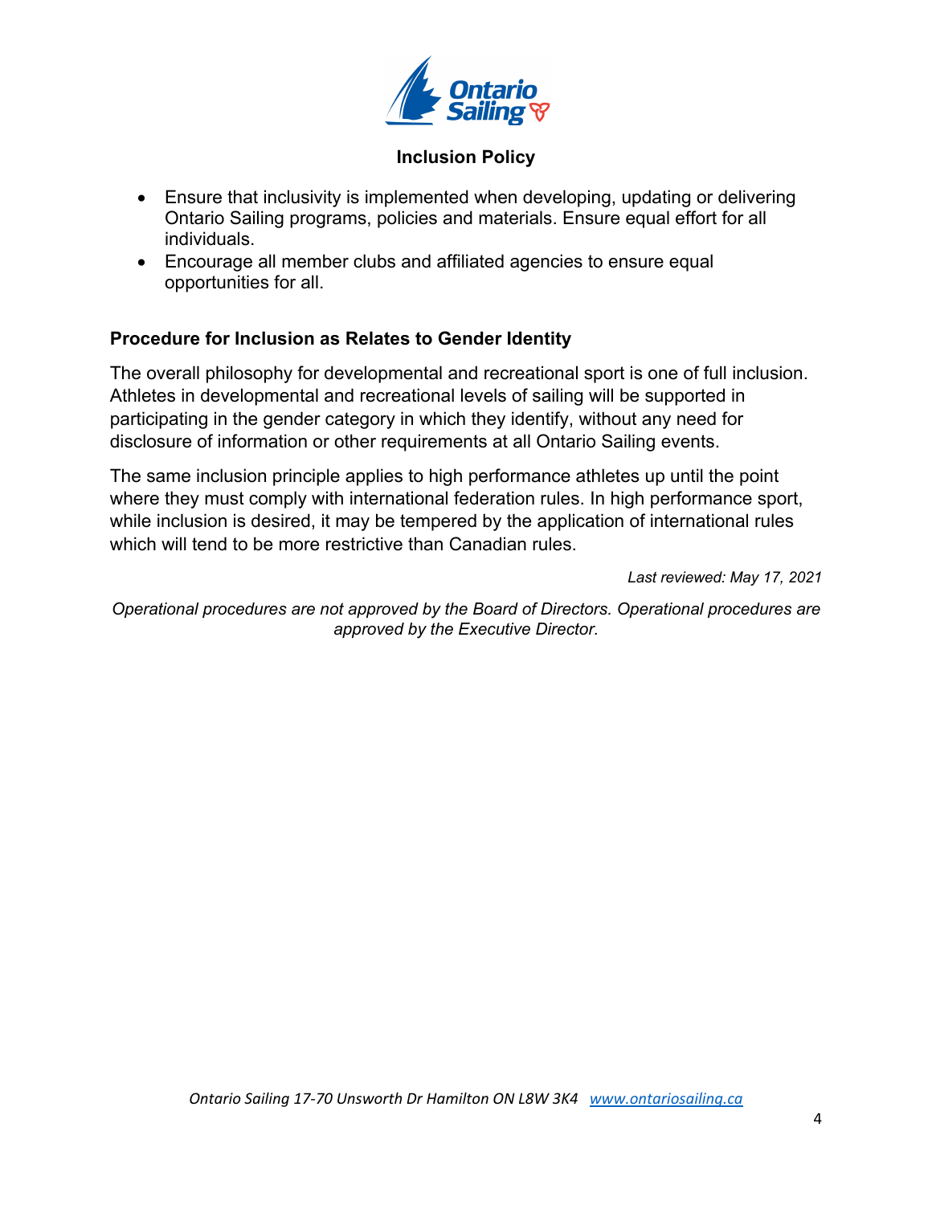**Inclusion Policy**

- Ensure that inclusivity is implemented when developing, updating or delivering Ontario Sailing programs, policies and materials. Ensure equal effort for all individuals.
- Encourage all member clubs and affiliated agencies to ensure equal opportunities for all.

## Procedure for Inclusion as Relates to Gender Identity

The overall philosophy for developmental and recreational sport is one of full inclusion. Athletes in developmental and recreational levels of sailing will be supported in participating in the gender category in which they identify, without any need for disclosure of information or other requirements at all Ontario Sailing events.

The same inclusion principle applies to high performance athletes up until the point where they must comply with international federation rules. In high performance sport, while inclusion is desired, it may be tempered by the application of international rules which will tend to be more restrictive than Canadian rules.

*Last reviewed: May 17, 2021*

*Operational procedures are not approved by the Board of Directors. Operational procedures are approved by the Executive Director.*